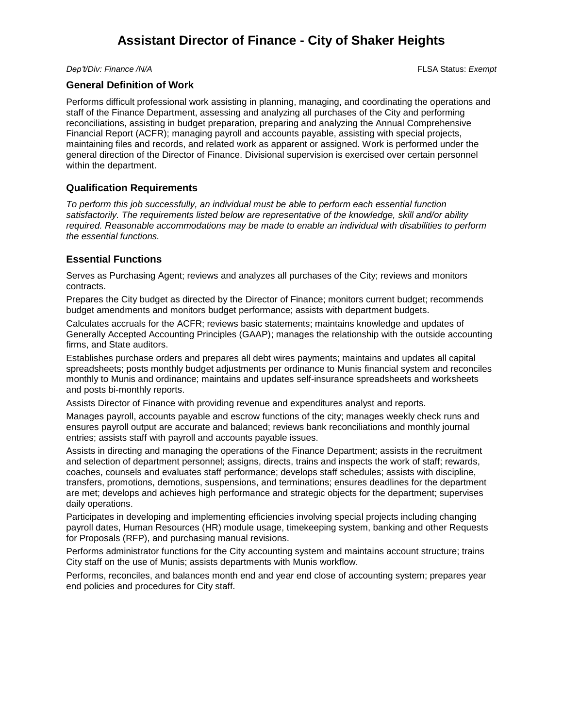# Assistant Director of Finance - City of Shaker Heights

*Dep't/Div: Finance /N/A* FLSA Status: *Exempt*

## General Definition of Work

Performs difficult professional work assisting in planning, managing, and coordinating the operations and staff of the Finance Department, assessing and analyzing all purchases of the City and performing reconciliations, assisting in budget preparation, preparing and analyzing the Annual Comprehensive Financial Report (ACFR); managing payroll and accounts payable, assisting with special projects, maintaining files and records, and related work as apparent or assigned. Work is performed under the general direction of the Director of Finance. Divisional supervision is exercised over certain personnel within the department.

## Qualification Requirements

*To perform this job successfully, an individual must be able to perform each essential function satisfactorily. The requirements listed below are representative of the knowledge, skill and/or ability required. Reasonable accommodations may be made to enable an individual with disabilities to perform the essential functions.*

## Essential Functions

Serves as Purchasing Agent; reviews and analyzes all purchases of the City; reviews and monitors contracts.

Prepares the City budget as directed by the Director of Finance; monitors current budget; recommends budget amendments and monitors budget performance; assists with department budgets.

Calculates accruals for the ACFR; reviews basic statements; maintains knowledge and updates of Generally Accepted Accounting Principles (GAAP); manages the relationship with the outside accounting firms, and State auditors.

Establishes purchase orders and prepares all debt wires payments; maintains and updates all capital spreadsheets; posts monthly budget adjustments per ordinance to Munis financial system and reconciles monthly to Munis and ordinance; maintains and updates self-insurance spreadsheets and worksheets and posts bi-monthly reports.

Assists Director of Finance with providing revenue and expenditures analyst and reports.

Manages payroll, accounts payable and escrow functions of the city; manages weekly check runs and ensures payroll output are accurate and balanced; reviews bank reconciliations and monthly journal entries; assists staff with payroll and accounts payable issues.

Assists in directing and managing the operations of the Finance Department; assists in the recruitment and selection of department personnel; assigns, directs, trains and inspects the work of staff; rewards, coaches, counsels and evaluates staff performance; develops staff schedules; assists with discipline, transfers, promotions, demotions, suspensions, and terminations; ensures deadlines for the department are met; develops and achieves high performance and strategic objects for the department; supervises daily operations.

Participates in developing and implementing efficiencies involving special projects including changing payroll dates, Human Resources (HR) module usage, timekeeping system, banking and other Requests for Proposals (RFP), and purchasing manual revisions.

Performs administrator functions for the City accounting system and maintains account structure; trains City staff on the use of Munis; assists departments with Munis workflow.

Performs, reconciles, and balances month end and year end close of accounting system; prepares year end policies and procedures for City staff.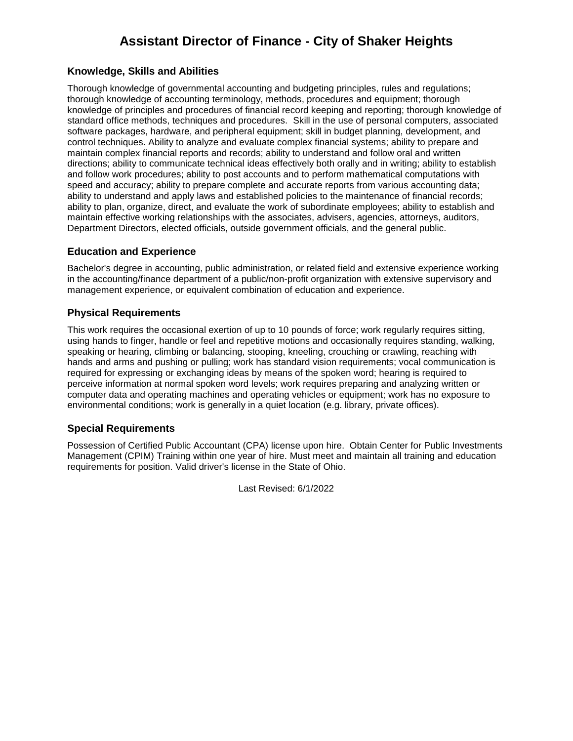# Assistant Director of Finance - City of Shaker Heights

## Knowledge, Skills and Abilities

Thorough knowledge of governmental accounting and budgeting principles, rules and regulations; thorough knowledge of accounting terminology, methods, procedures and equipment; thorough knowledge of principles and procedures of financial record keeping and reporting; thorough knowledge of standard office methods, techniques and procedures. Skill in the use of personal computers, associated software packages, hardware, and peripheral equipment; skill in budget planning, development, and control techniques. Ability to analyze and evaluate complex financial systems; ability to prepare and maintain complex financial reports and records; ability to understand and follow oral and written directions; ability to communicate technical ideas effectively both orally and in writing; ability to establish and follow work procedures; ability to post accounts and to perform mathematical computations with speed and accuracy; ability to prepare complete and accurate reports from various accounting data; ability to understand and apply laws and established policies to the maintenance of financial records; ability to plan, organize, direct, and evaluate the work of subordinate employees; ability to establish and maintain effective working relationships with the associates, advisers, agencies, attorneys, auditors, Department Directors, elected officials, outside government officials, and the general public.

## Education and Experience

Bachelor's degree in accounting, public administration, or related field and extensive experience working in the accounting/finance department of a public/non-profit organization with extensive supervisory and management experience, or equivalent combination of education and experience.

## Physical Requirements

This work requires the occasional exertion of up to 10 pounds of force; work regularly requires sitting, using hands to finger, handle or feel and repetitive motions and occasionally requires standing, walking, speaking or hearing, climbing or balancing, stooping, kneeling, crouching or crawling, reaching with hands and arms and pushing or pulling; work has standard vision requirements; vocal communication is required for expressing or exchanging ideas by means of the spoken word; hearing is required to perceive information at normal spoken word levels; work requires preparing and analyzing written or computer data and operating machines and operating vehicles or equipment; work has no exposure to environmental conditions; work is generally in a quiet location (e.g. library, private offices).

## Special Requirements

Possession of Certified Public Accountant (CPA) license upon hire. Obtain Center for Public Investments Management (CPIM) Training within one year of hire. Must meet and maintain all training and education requirements for position. Valid driver's license in the State of Ohio.

Last Revised: 6/1/2022